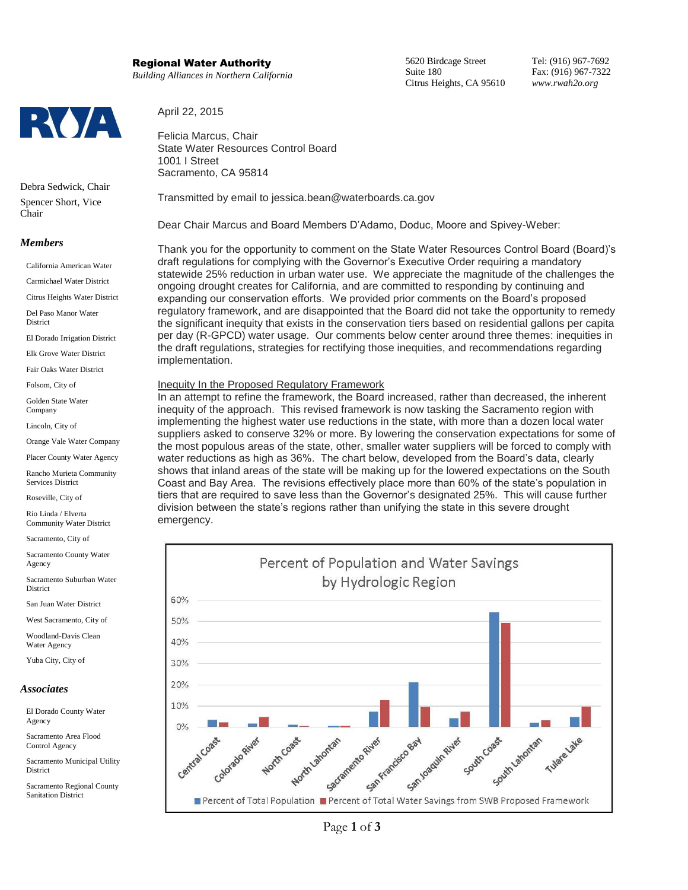**Regional Water Authority**
*Building Alliances in Northern California*

5620 Birdcage Street
Suite 180
Citrus Heights, CA 95610

Tel: (916) 967-7692
Fax: (916) 967-7322
www.rwah2o.org

RWA

Debra Sedwick, Chair
Spencer Short, Vice Chair

***Members***

California American Water
Carmichael Water District
Citrus Heights Water District
Del Paso Manor Water District
El Dorado Irrigation District
Elk Grove Water District
Fair Oaks Water District
Folsom, City of
Golden State Water Company
Lincoln, City of
Orange Vale Water Company
Placer County Water Agency
Rancho Murieta Community Services District
Roseville, City of
Rio Linda / Elverta Community Water District
Sacramento, City of
Sacramento County Water Agency
Sacramento Suburban Water District
San Juan Water District
West Sacramento, City of
Woodland-Davis Clean Water Agency
Yuba City, City of

***Associates***

El Dorado County Water Agency
Sacramento Area Flood Control Agency
Sacramento Municipal Utility District
Sacramento Regional County Sanitation District

April 22, 2015

Felicia Marcus, Chair
State Water Resources Control Board
1001 I Street
Sacramento, CA 95814

Transmitted by email to jessica.bean@waterboards.ca.gov

Dear Chair Marcus and Board Members D'Adamo, Doduc, Moore and Spivey-Weber:

Thank you for the opportunity to comment on the State Water Resources Control Board (Board)'s draft regulations for complying with the Governor's Executive Order requiring a mandatory statewide 25% reduction in urban water use. We appreciate the magnitude of the challenges the ongoing drought creates for California, and are committed to responding by continuing and expanding our conservation efforts. We provided prior comments on the Board's proposed regulatory framework, and are disappointed that the Board did not take the opportunity to remedy the significant inequity that exists in the conservation tiers based on residential gallons per capita per day (R-GPCD) water usage. Our comments below center around three themes: inequities in the draft regulations, strategies for rectifying those inequities, and recommendations regarding implementation.

Inequity In the Proposed Regulatory Framework

In an attempt to refine the framework, the Board increased, rather than decreased, the inherent inequity of the approach. This revised framework is now tasking the Sacramento region with implementing the highest water use reductions in the state, with more than a dozen local water suppliers asked to conserve 32% or more. By lowering the conservation expectations for some of the most populous areas of the state, other, smaller water suppliers will be forced to comply with water reductions as high as 36%. The chart below, developed from the Board's data, clearly shows that inland areas of the state will be making up for the lowered expectations on the South Coast and Bay Area. The revisions effectively place more than 60% of the state's population in tiers that are required to save less than the Governor's designated 25%. This will cause further division between the state's regions rather than unifying the state in this severe drought emergency.

**Percent of Population and Water Savings by Hydrologic Region**

| Hydrologic Region | Percent of Total Population | Percent of Total Water Savings from SWB Proposed Framework |
|---|---|---|
| Central Coast | ~3.5% | ~2% |
| Colorado River | ~1.5% | ~4.5% |
| North Coast | ~1% | ~0.5% |
| North Lahontan | ~0.5% | ~0.5% |
| Sacramento River | ~7% | ~12.5% |
| San Francisco Bay | ~21% | ~9.5% |
| San Joaquin River | ~4% | ~7% |
| South Coast | ~54% | ~49% |
| South Lahontan | ~2% | ~3% |
| Tulare Lake | ~4.5% | ~9.5% |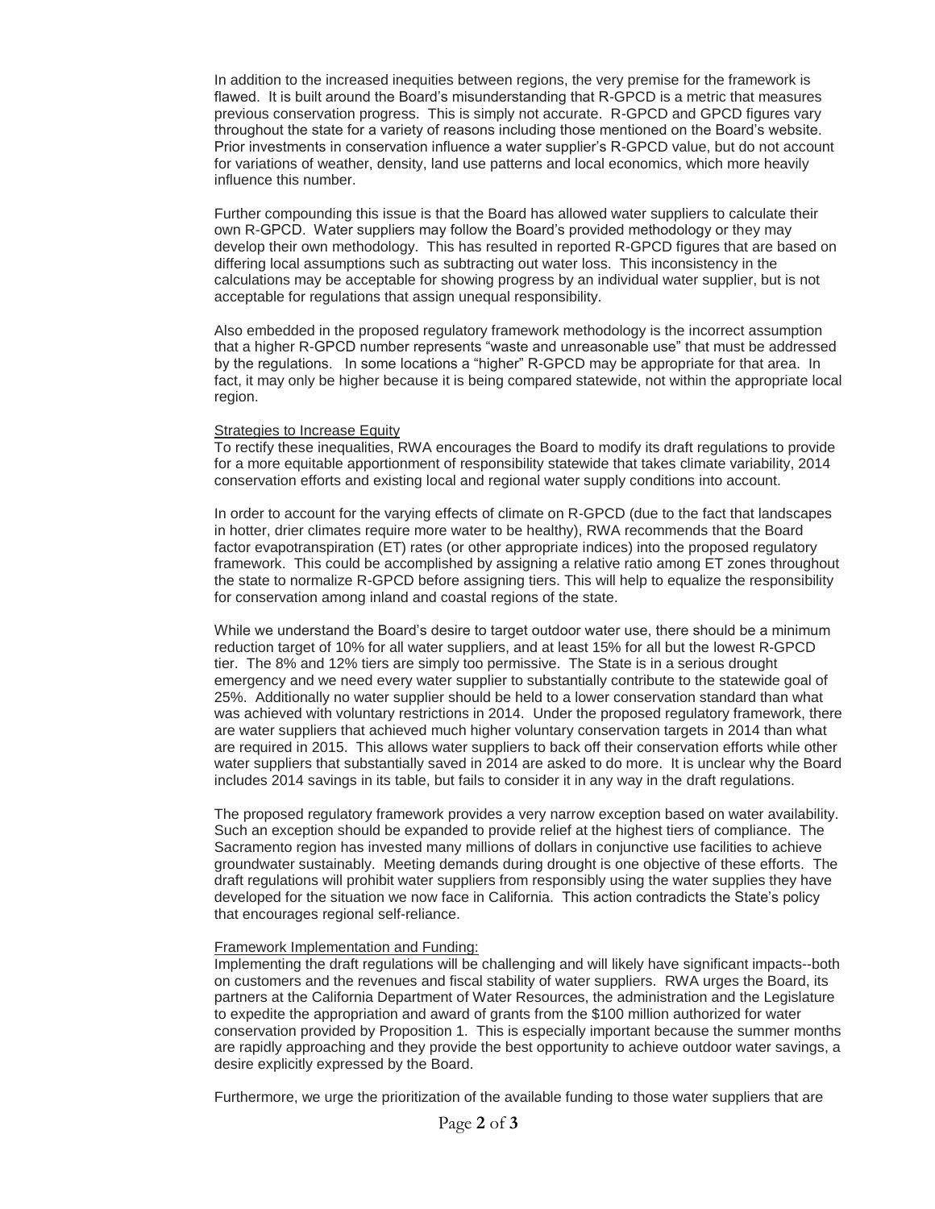In addition to the increased inequities between regions, the very premise for the framework is flawed. It is built around the Board's misunderstanding that R-GPCD is a metric that measures previous conservation progress. This is simply not accurate. R-GPCD and GPCD figures vary throughout the state for a variety of reasons including those mentioned on the Board's website. Prior investments in conservation influence a water supplier's R-GPCD value, but do not account for variations of weather, density, land use patterns and local economics, which more heavily influence this number.

Further compounding this issue is that the Board has allowed water suppliers to calculate their own R-GPCD. Water suppliers may follow the Board's provided methodology or they may develop their own methodology. This has resulted in reported R-GPCD figures that are based on differing local assumptions such as subtracting out water loss. This inconsistency in the calculations may be acceptable for showing progress by an individual water supplier, but is not acceptable for regulations that assign unequal responsibility.

Also embedded in the proposed regulatory framework methodology is the incorrect assumption that a higher R-GPCD number represents "waste and unreasonable use" that must be addressed by the regulations. In some locations a "higher" R-GPCD may be appropriate for that area. In fact, it may only be higher because it is being compared statewide, not within the appropriate local region.

Strategies to Increase Equity

To rectify these inequalities, RWA encourages the Board to modify its draft regulations to provide for a more equitable apportionment of responsibility statewide that takes climate variability, 2014 conservation efforts and existing local and regional water supply conditions into account.

In order to account for the varying effects of climate on R-GPCD (due to the fact that landscapes in hotter, drier climates require more water to be healthy), RWA recommends that the Board factor evapotranspiration (ET) rates (or other appropriate indices) into the proposed regulatory framework. This could be accomplished by assigning a relative ratio among ET zones throughout the state to normalize R-GPCD before assigning tiers. This will help to equalize the responsibility for conservation among inland and coastal regions of the state.

While we understand the Board's desire to target outdoor water use, there should be a minimum reduction target of 10% for all water suppliers, and at least 15% for all but the lowest R-GPCD tier. The 8% and 12% tiers are simply too permissive. The State is in a serious drought emergency and we need every water supplier to substantially contribute to the statewide goal of 25%. Additionally no water supplier should be held to a lower conservation standard than what was achieved with voluntary restrictions in 2014. Under the proposed regulatory framework, there are water suppliers that achieved much higher voluntary conservation targets in 2014 than what are required in 2015. This allows water suppliers to back off their conservation efforts while other water suppliers that substantially saved in 2014 are asked to do more. It is unclear why the Board includes 2014 savings in its table, but fails to consider it in any way in the draft regulations.

The proposed regulatory framework provides a very narrow exception based on water availability. Such an exception should be expanded to provide relief at the highest tiers of compliance. The Sacramento region has invested many millions of dollars in conjunctive use facilities to achieve groundwater sustainably. Meeting demands during drought is one objective of these efforts. The draft regulations will prohibit water suppliers from responsibly using the water supplies they have developed for the situation we now face in California. This action contradicts the State's policy that encourages regional self-reliance.

Framework Implementation and Funding:

Implementing the draft regulations will be challenging and will likely have significant impacts--both on customers and the revenues and fiscal stability of water suppliers. RWA urges the Board, its partners at the California Department of Water Resources, the administration and the Legislature to expedite the appropriation and award of grants from the $100 million authorized for water conservation provided by Proposition 1. This is especially important because the summer months are rapidly approaching and they provide the best opportunity to achieve outdoor water savings, a desire explicitly expressed by the Board.

Furthermore, we urge the prioritization of the available funding to those water suppliers that are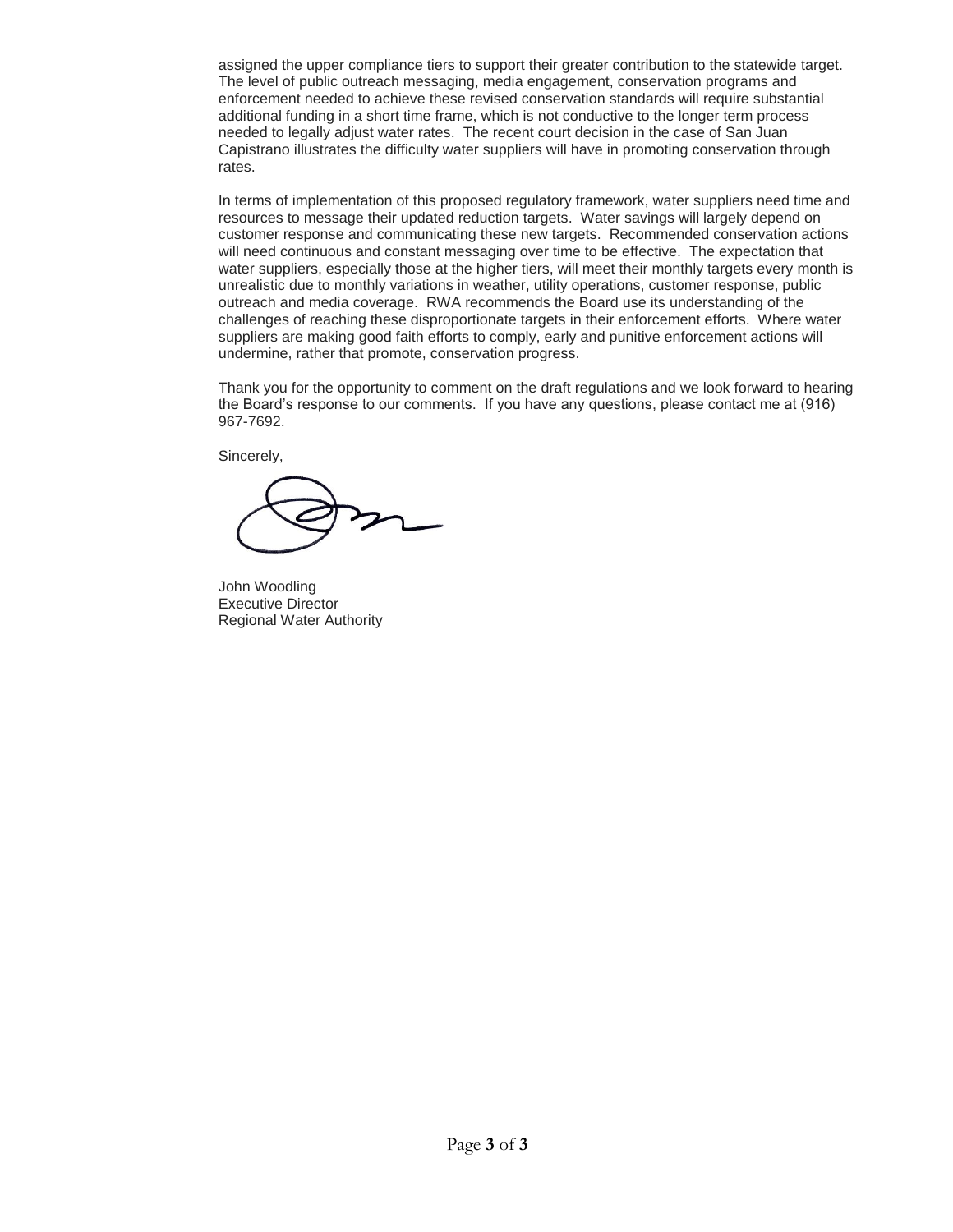assigned the upper compliance tiers to support their greater contribution to the statewide target. The level of public outreach messaging, media engagement, conservation programs and enforcement needed to achieve these revised conservation standards will require substantial additional funding in a short time frame, which is not conductive to the longer term process needed to legally adjust water rates. The recent court decision in the case of San Juan Capistrano illustrates the difficulty water suppliers will have in promoting conservation through rates.

In terms of implementation of this proposed regulatory framework, water suppliers need time and resources to message their updated reduction targets. Water savings will largely depend on customer response and communicating these new targets. Recommended conservation actions will need continuous and constant messaging over time to be effective. The expectation that water suppliers, especially those at the higher tiers, will meet their monthly targets every month is unrealistic due to monthly variations in weather, utility operations, customer response, public outreach and media coverage. RWA recommends the Board use its understanding of the challenges of reaching these disproportionate targets in their enforcement efforts. Where water suppliers are making good faith efforts to comply, early and punitive enforcement actions will undermine, rather that promote, conservation progress.

Thank you for the opportunity to comment on the draft regulations and we look forward to hearing the Board's response to our comments. If you have any questions, please contact me at (916) 967-7692.

Sincerely,

John Woodling
Executive Director
Regional Water Authority